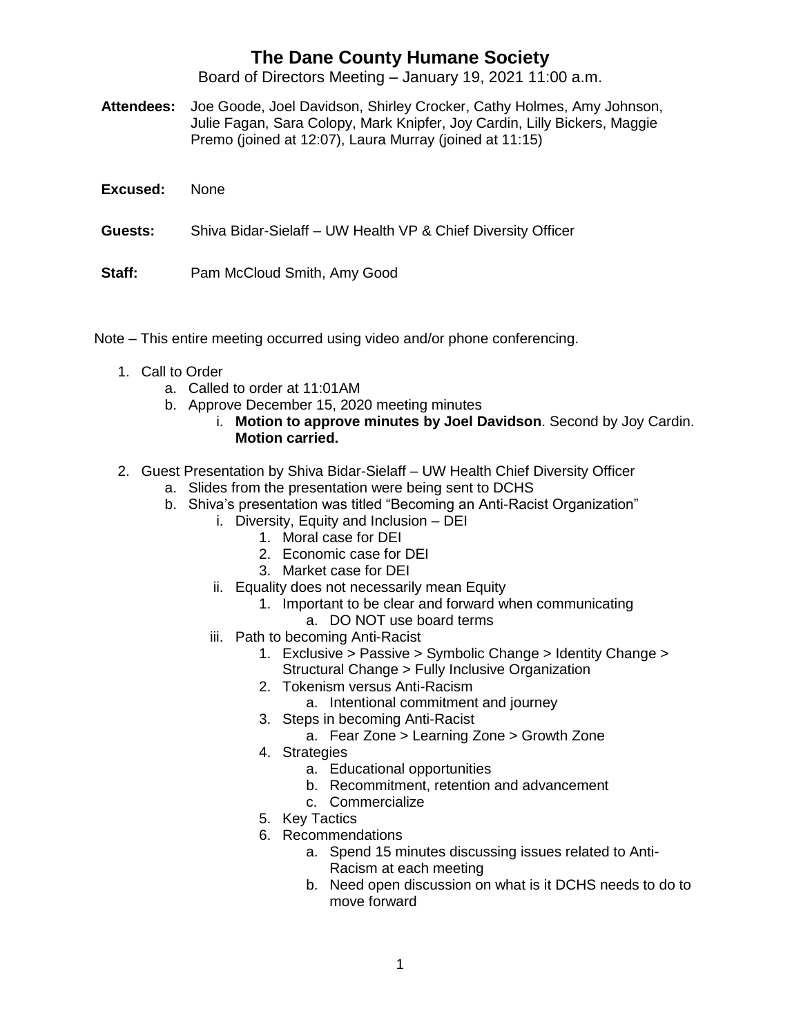# The Dane County Humane Society

Board of Directors Meeting – January 19, 2021 11:00 a.m.

**Attendees:** Joe Goode, Joel Davidson, Shirley Crocker, Cathy Holmes, Amy Johnson, Julie Fagan, Sara Colopy, Mark Knipfer, Joy Cardin, Lilly Bickers, Maggie Premo (joined at 12:07), Laura Murray (joined at 11:15)

**Excused:** None

**Guests:** Shiva Bidar-Sielaff – UW Health VP & Chief Diversity Officer

**Staff:** Pam McCloud Smith, Amy Good

Note – This entire meeting occurred using video and/or phone conferencing.

1. Call to Order
    a. Called to order at 11:01AM
    b. Approve December 15, 2020 meeting minutes
        i. **Motion to approve minutes by Joel Davidson**. Second by Joy Cardin. **Motion carried.**
2. Guest Presentation by Shiva Bidar-Sielaff – UW Health Chief Diversity Officer
    a. Slides from the presentation were being sent to DCHS
    b. Shiva's presentation was titled "Becoming an Anti-Racist Organization"
        i. Diversity, Equity and Inclusion – DEI
            1. Moral case for DEI
            2. Economic case for DEI
            3. Market case for DEI
        ii. Equality does not necessarily mean Equity
            1. Important to be clear and forward when communicating
                a. DO NOT use board terms
        iii. Path to becoming Anti-Racist
            1. Exclusive > Passive > Symbolic Change > Identity Change > Structural Change > Fully Inclusive Organization
            2. Tokenism versus Anti-Racism
                a. Intentional commitment and journey
            3. Steps in becoming Anti-Racist
                a. Fear Zone > Learning Zone > Growth Zone
            4. Strategies
                a. Educational opportunities
                b. Recommitment, retention and advancement
                c. Commercialize
            5. Key Tactics
            6. Recommendations
                a. Spend 15 minutes discussing issues related to Anti-Racism at each meeting
                b. Need open discussion on what is it DCHS needs to do to move forward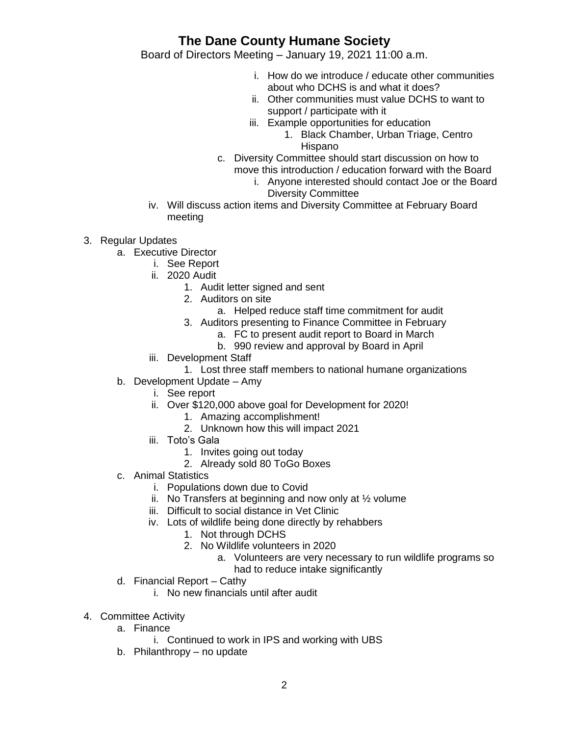# The Dane County Humane Society

Board of Directors Meeting – January 19, 2021 11:00 a.m.

            i. How do we introduce / educate other communities about who DCHS is and what it does?
            ii. Other communities must value DCHS to want to support / participate with it
            iii. Example opportunities for education
                1. Black Chamber, Urban Triage, Centro Hispano
        c. Diversity Committee should start discussion on how to move this introduction / education forward with the Board
            i. Anyone interested should contact Joe or the Board Diversity Committee
    iv. Will discuss action items and Diversity Committee at February Board meeting

3. Regular Updates
    a. Executive Director
        i. See Report
        ii. 2020 Audit
            1. Audit letter signed and sent
            2. Auditors on site
                a. Helped reduce staff time commitment for audit
            3. Auditors presenting to Finance Committee in February
                a. FC to present audit report to Board in March
                b. 990 review and approval by Board in April
        iii. Development Staff
            1. Lost three staff members to national humane organizations
    b. Development Update – Amy
        i. See report
        ii. Over $120,000 above goal for Development for 2020!
            1. Amazing accomplishment!
            2. Unknown how this will impact 2021
        iii. Toto's Gala
            1. Invites going out today
            2. Already sold 80 ToGo Boxes
    c. Animal Statistics
        i. Populations down due to Covid
        ii. No Transfers at beginning and now only at ½ volume
        iii. Difficult to social distance in Vet Clinic
        iv. Lots of wildlife being done directly by rehabbers
            1. Not through DCHS
            2. No Wildlife volunteers in 2020
                a. Volunteers are very necessary to run wildlife programs so had to reduce intake significantly
    d. Financial Report – Cathy
        i. No new financials until after audit

4. Committee Activity
    a. Finance
        i. Continued to work in IPS and working with UBS
    b. Philanthropy – no update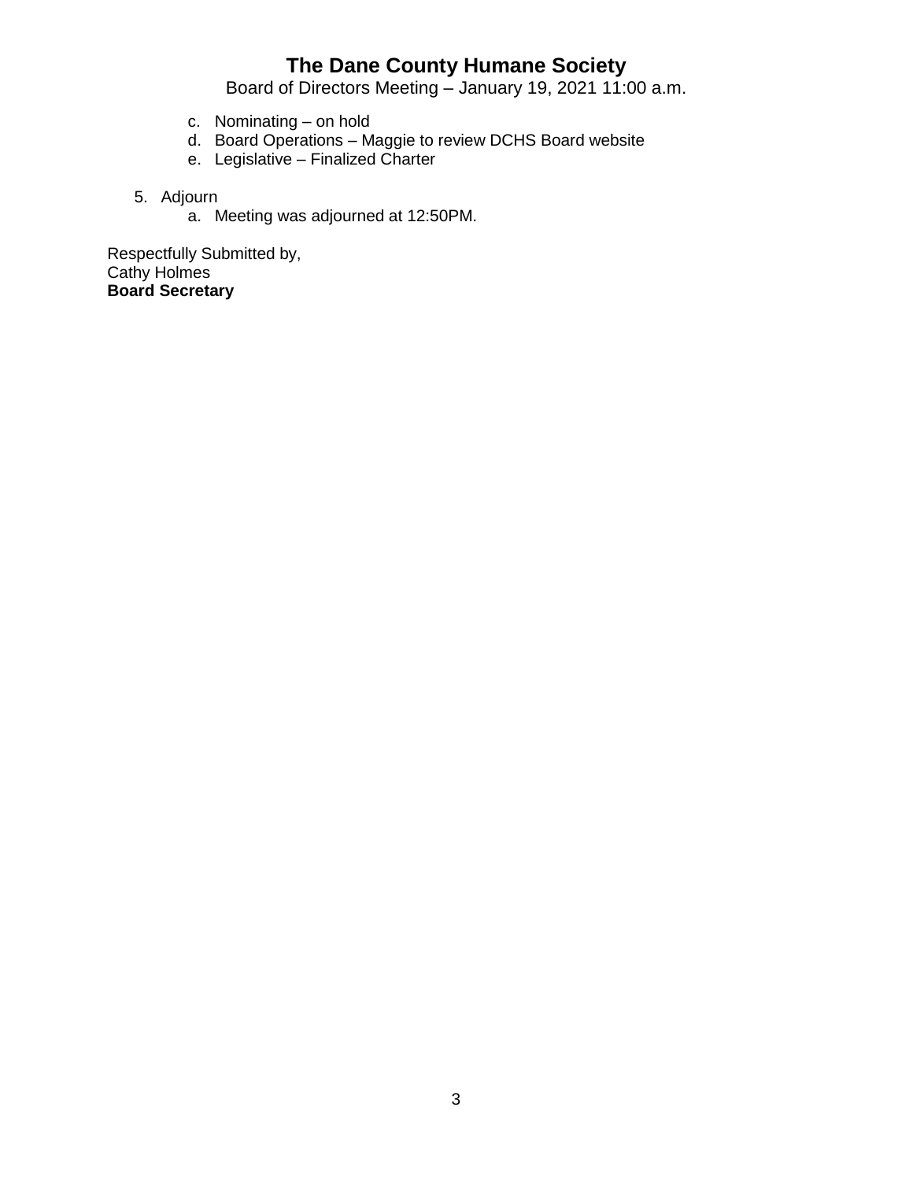c. Nominating – on hold
d. Board Operations – Maggie to review DCHS Board website
e. Legislative – Finalized Charter

5. Adjourn
   a. Meeting was adjourned at 12:50PM.

Respectfully Submitted by,
Cathy Holmes
**Board Secretary**